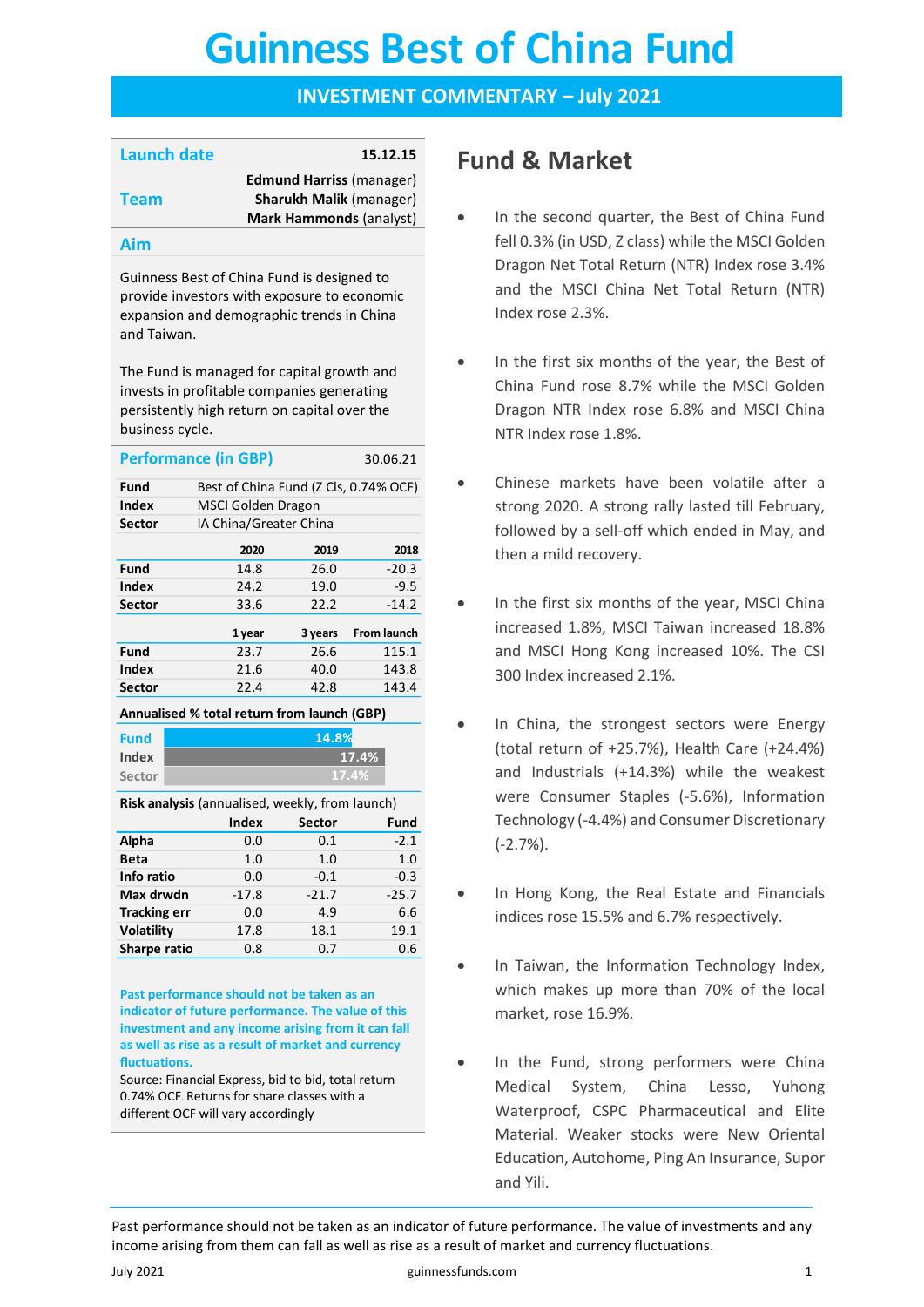# Guinness Best of China Fund

## INVESTMENT COMMENTARY – July 2021

| Launch date | 15.12.15 |
|---|---|
| Team | **Edmund Harriss** (manager)<br>**Sharukh Malik** (manager)<br>**Mark Hammonds** (analyst) |

### Aim

Guinness Best of China Fund is designed to provide investors with exposure to economic expansion and demographic trends in China and Taiwan.

The Fund is managed for capital growth and invests in profitable companies generating persistently high return on capital over the business cycle.

### Performance (in GBP) — 30.06.21

| | |
|---|---|
| **Fund** | Best of China Fund (Z Cls, 0.74% OCF) |
| **Index** | MSCI Golden Dragon |
| **Sector** | IA China/Greater China |

| | 2020 | 2019 | 2018 |
|---|---|---|---|
| **Fund** | 14.8 | 26.0 | -20.3 |
| **Index** | 24.2 | 19.0 | -9.5 |
| **Sector** | 33.6 | 22.2 | -14.2 |

| | 1 year | 3 years | From launch |
|---|---|---|---|
| **Fund** | 23.7 | 26.6 | 115.1 |
| **Index** | 21.6 | 40.0 | 143.8 |
| **Sector** | 22.4 | 42.8 | 143.4 |

**Annualised % total return from launch (GBP)**

| | |
|---|---|
| Fund | 14.8% |
| Index | 17.4% |
| Sector | 17.4% |

**Risk analysis** (annualised, weekly, from launch)

| | Index | Sector | Fund |
|---|---|---|---|
| **Alpha** | 0.0 | 0.1 | -2.1 |
| **Beta** | 1.0 | 1.0 | 1.0 |
| **Info ratio** | 0.0 | -0.1 | -0.3 |
| **Max drwdn** | -17.8 | -21.7 | -25.7 |
| **Tracking err** | 0.0 | 4.9 | 6.6 |
| **Volatility** | 17.8 | 18.1 | 19.1 |
| **Sharpe ratio** | 0.8 | 0.7 | 0.6 |

**Past performance should not be taken as an indicator of future performance. The value of this investment and any income arising from it can fall as well as rise as a result of market and currency fluctuations.**

Source: Financial Express, bid to bid, total return 0.74% OCF. Returns for share classes with a different OCF will vary accordingly

## Fund & Market

- In the second quarter, the Best of China Fund fell 0.3% (in USD, Z class) while the MSCI Golden Dragon Net Total Return (NTR) Index rose 3.4% and the MSCI China Net Total Return (NTR) Index rose 2.3%.
- In the first six months of the year, the Best of China Fund rose 8.7% while the MSCI Golden Dragon NTR Index rose 6.8% and MSCI China NTR Index rose 1.8%.
- Chinese markets have been volatile after a strong 2020. A strong rally lasted till February, followed by a sell-off which ended in May, and then a mild recovery.
- In the first six months of the year, MSCI China increased 1.8%, MSCI Taiwan increased 18.8% and MSCI Hong Kong increased 10%. The CSI 300 Index increased 2.1%.
- In China, the strongest sectors were Energy (total return of +25.7%), Health Care (+24.4%) and Industrials (+14.3%) while the weakest were Consumer Staples (-5.6%), Information Technology (-4.4%) and Consumer Discretionary (-2.7%).
- In Hong Kong, the Real Estate and Financials indices rose 15.5% and 6.7% respectively.
- In Taiwan, the Information Technology Index, which makes up more than 70% of the local market, rose 16.9%.
- In the Fund, strong performers were China Medical System, China Lesso, Yuhong Waterproof, CSPC Pharmaceutical and Elite Material. Weaker stocks were New Oriental Education, Autohome, Ping An Insurance, Supor and Yili.

Past performance should not be taken as an indicator of future performance. The value of investments and any income arising from them can fall as well as rise as a result of market and currency fluctuations.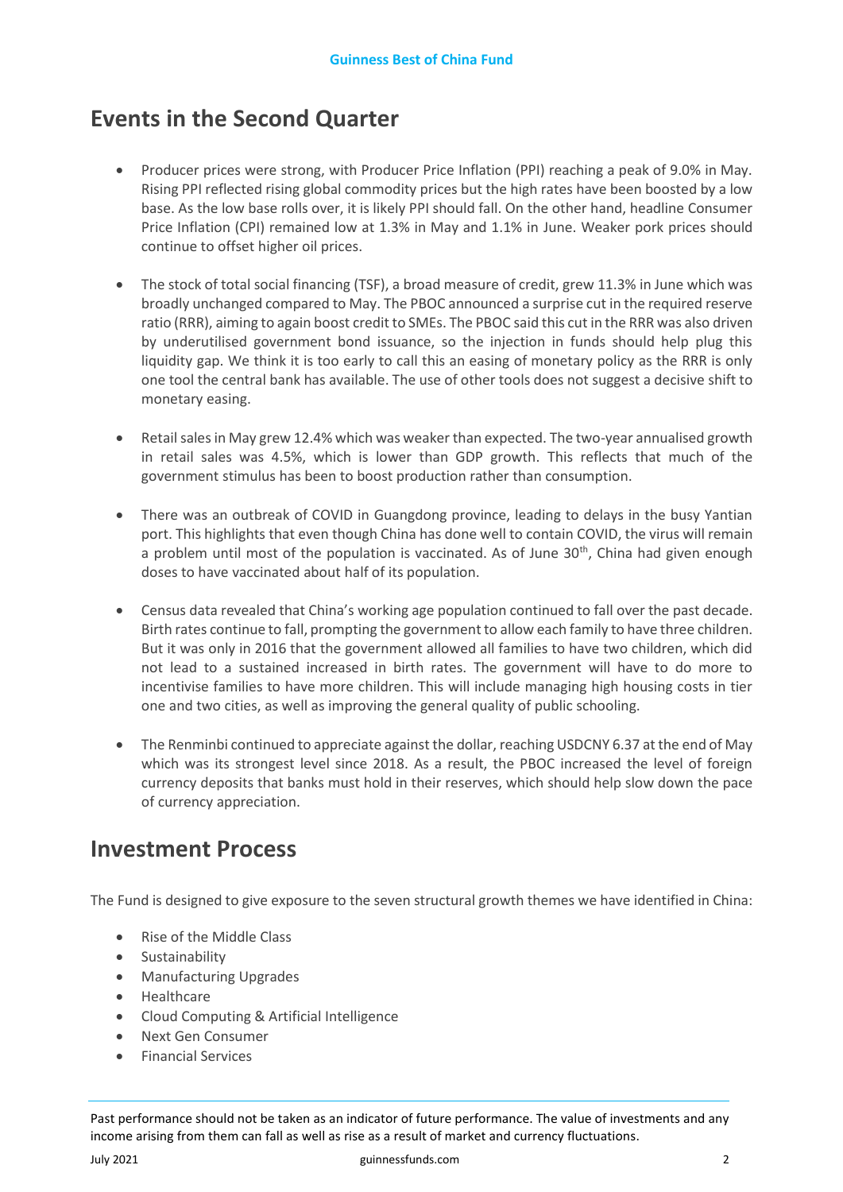## Events in the Second Quarter

- Producer prices were strong, with Producer Price Inflation (PPI) reaching a peak of 9.0% in May. Rising PPI reflected rising global commodity prices but the high rates have been boosted by a low base. As the low base rolls over, it is likely PPI should fall. On the other hand, headline Consumer Price Inflation (CPI) remained low at 1.3% in May and 1.1% in June. Weaker pork prices should continue to offset higher oil prices.

- The stock of total social financing (TSF), a broad measure of credit, grew 11.3% in June which was broadly unchanged compared to May. The PBOC announced a surprise cut in the required reserve ratio (RRR), aiming to again boost credit to SMEs. The PBOC said this cut in the RRR was also driven by underutilised government bond issuance, so the injection in funds should help plug this liquidity gap. We think it is too early to call this an easing of monetary policy as the RRR is only one tool the central bank has available. The use of other tools does not suggest a decisive shift to monetary easing.

- Retail sales in May grew 12.4% which was weaker than expected. The two-year annualised growth in retail sales was 4.5%, which is lower than GDP growth. This reflects that much of the government stimulus has been to boost production rather than consumption.

- There was an outbreak of COVID in Guangdong province, leading to delays in the busy Yantian port. This highlights that even though China has done well to contain COVID, the virus will remain a problem until most of the population is vaccinated. As of June 30th, China had given enough doses to have vaccinated about half of its population.

- Census data revealed that China's working age population continued to fall over the past decade. Birth rates continue to fall, prompting the government to allow each family to have three children. But it was only in 2016 that the government allowed all families to have two children, which did not lead to a sustained increased in birth rates. The government will have to do more to incentivise families to have more children. This will include managing high housing costs in tier one and two cities, as well as improving the general quality of public schooling.

- The Renminbi continued to appreciate against the dollar, reaching USDCNY 6.37 at the end of May which was its strongest level since 2018. As a result, the PBOC increased the level of foreign currency deposits that banks must hold in their reserves, which should help slow down the pace of currency appreciation.

## Investment Process

The Fund is designed to give exposure to the seven structural growth themes we have identified in China:

- Rise of the Middle Class
- Sustainability
- Manufacturing Upgrades
- Healthcare
- Cloud Computing & Artificial Intelligence
- Next Gen Consumer
- Financial Services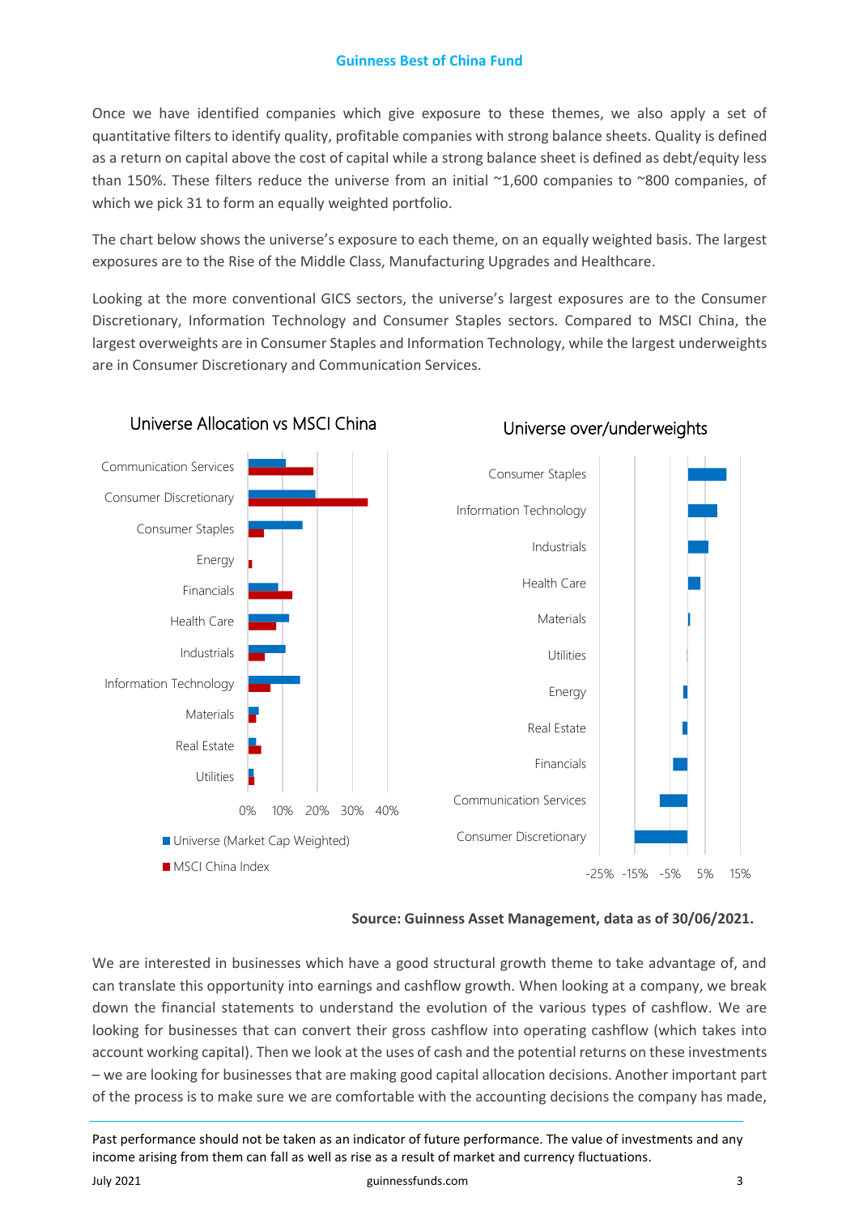Once we have identified companies which give exposure to these themes, we also apply a set of quantitative filters to identify quality, profitable companies with strong balance sheets. Quality is defined as a return on capital above the cost of capital while a strong balance sheet is defined as debt/equity less than 150%. These filters reduce the universe from an initial ~1,600 companies to ~800 companies, of which we pick 31 to form an equally weighted portfolio.

The chart below shows the universe's exposure to each theme, on an equally weighted basis. The largest exposures are to the Rise of the Middle Class, Manufacturing Upgrades and Healthcare.

Looking at the more conventional GICS sectors, the universe's largest exposures are to the Consumer Discretionary, Information Technology and Consumer Staples sectors. Compared to MSCI China, the largest overweights are in Consumer Staples and Information Technology, while the largest underweights are in Consumer Discretionary and Communication Services.

**Universe Allocation vs MSCI China**

Communication Services, Consumer Discretionary, Consumer Staples, Energy, Financials, Health Care, Industrials, Information Technology, Materials, Real Estate, Utilities

0% 10% 20% 30% 40%

■ Universe (Market Cap Weighted)
■ MSCI China Index

**Universe over/underweights**

Consumer Staples, Information Technology, Industrials, Health Care, Materials, Utilities, Energy, Real Estate, Financials, Communication Services, Consumer Discretionary

-25% -15% -5% 5% 15%

**Source: Guinness Asset Management, data as of 30/06/2021.**

We are interested in businesses which have a good structural growth theme to take advantage of, and can translate this opportunity into earnings and cashflow growth. When looking at a company, we break down the financial statements to understand the evolution of the various types of cashflow. We are looking for businesses that can convert their gross cashflow into operating cashflow (which takes into account working capital). Then we look at the uses of cash and the potential returns on these investments – we are looking for businesses that are making good capital allocation decisions. Another important part of the process is to make sure we are comfortable with the accounting decisions the company has made,

Past performance should not be taken as an indicator of future performance. The value of investments and any income arising from them can fall as well as rise as a result of market and currency fluctuations.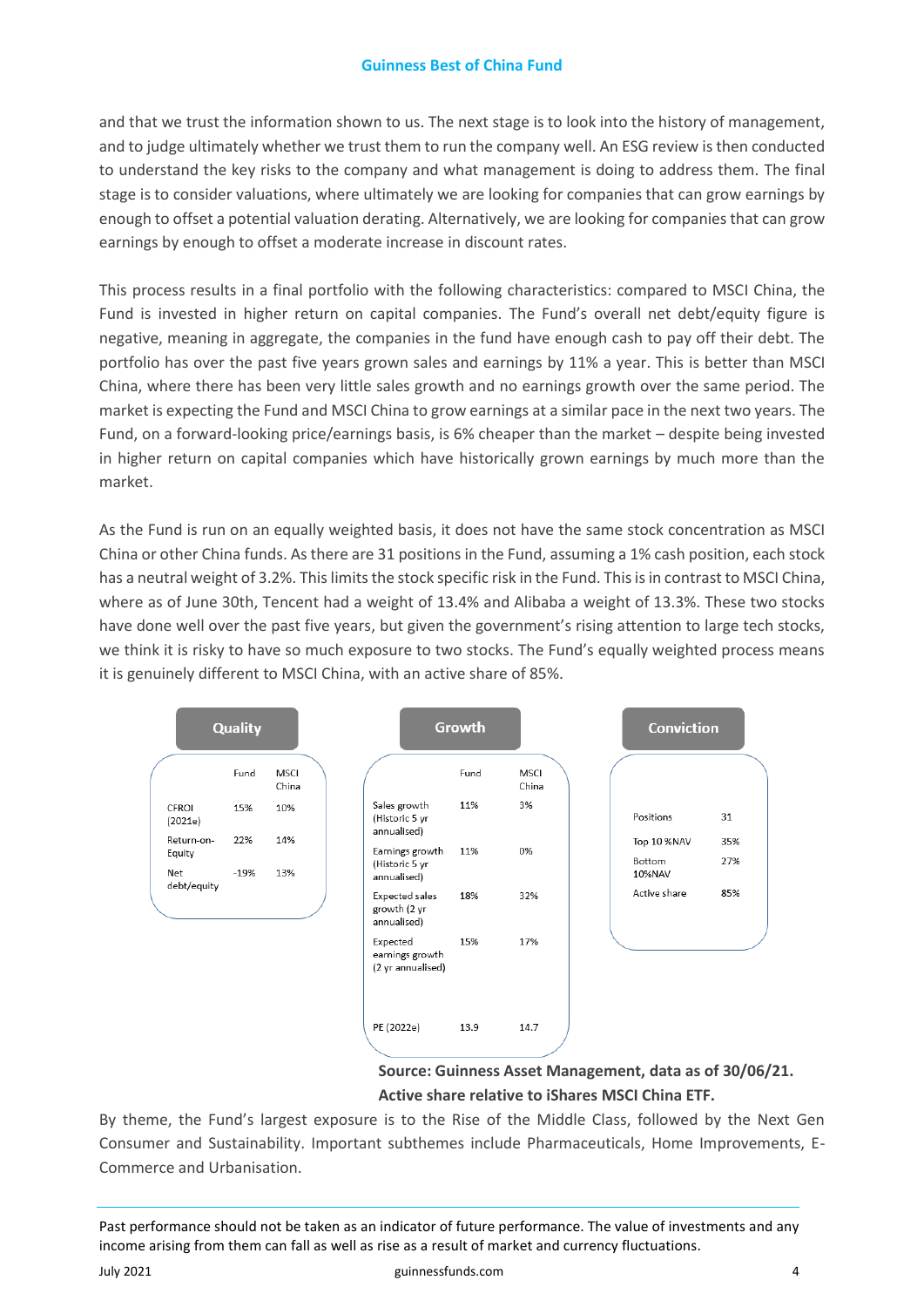and that we trust the information shown to us. The next stage is to look into the history of management, and to judge ultimately whether we trust them to run the company well. An ESG review is then conducted to understand the key risks to the company and what management is doing to address them. The final stage is to consider valuations, where ultimately we are looking for companies that can grow earnings by enough to offset a potential valuation derating. Alternatively, we are looking for companies that can grow earnings by enough to offset a moderate increase in discount rates.

This process results in a final portfolio with the following characteristics: compared to MSCI China, the Fund is invested in higher return on capital companies. The Fund's overall net debt/equity figure is negative, meaning in aggregate, the companies in the fund have enough cash to pay off their debt. The portfolio has over the past five years grown sales and earnings by 11% a year. This is better than MSCI China, where there has been very little sales growth and no earnings growth over the same period. The market is expecting the Fund and MSCI China to grow earnings at a similar pace in the next two years. The Fund, on a forward-looking price/earnings basis, is 6% cheaper than the market – despite being invested in higher return on capital companies which have historically grown earnings by much more than the market.

As the Fund is run on an equally weighted basis, it does not have the same stock concentration as MSCI China or other China funds. As there are 31 positions in the Fund, assuming a 1% cash position, each stock has a neutral weight of 3.2%. This limits the stock specific risk in the Fund. This is in contrast to MSCI China, where as of June 30th, Tencent had a weight of 13.4% and Alibaba a weight of 13.3%. These two stocks have done well over the past five years, but given the government's rising attention to large tech stocks, we think it is risky to have so much exposure to two stocks. The Fund's equally weighted process means it is genuinely different to MSCI China, with an active share of 85%.

**Quality**

| | Fund | MSCI China |
|---|---|---|
| CFROI (2021e) | 15% | 10% |
| Return-on-Equity | 22% | 14% |
| Net debt/equity | -19% | 13% |

**Growth**

| | Fund | MSCI China |
|---|---|---|
| Sales growth (Historic 5 yr annualised) | 11% | 3% |
| Earnings growth (Historic 5 yr annualised) | 11% | 0% |
| Expected sales growth (2 yr annualised) | 18% | 32% |
| Expected earnings growth (2 yr annualised) | 15% | 17% |
| PE (2022e) | 13.9 | 14.7 |

**Conviction**

| | |
|---|---|
| Positions | 31 |
| Top 10 %NAV | 35% |
| Bottom 10%NAV | 27% |
| Active share | 85% |

**Source: Guinness Asset Management, data as of 30/06/21. Active share relative to iShares MSCI China ETF.**

By theme, the Fund's largest exposure is to the Rise of the Middle Class, followed by the Next Gen Consumer and Sustainability. Important subthemes include Pharmaceuticals, Home Improvements, E-Commerce and Urbanisation.

Past performance should not be taken as an indicator of future performance. The value of investments and any income arising from them can fall as well as rise as a result of market and currency fluctuations.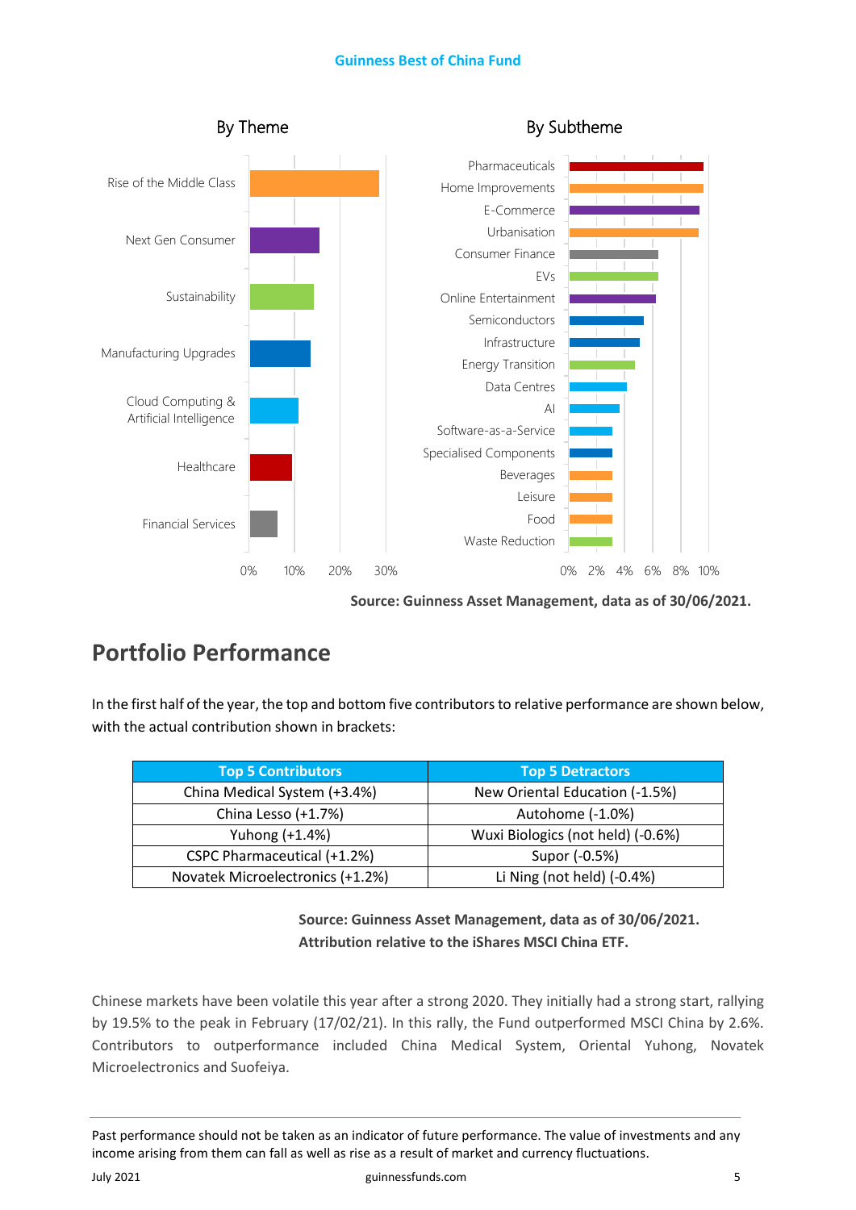By Theme

By Subtheme

Source: Guinness Asset Management, data as of 30/06/2021.

## Portfolio Performance

In the first half of the year, the top and bottom five contributors to relative performance are shown below, with the actual contribution shown in brackets:

| Top 5 Contributors | Top 5 Detractors |
|---|---|
| China Medical System (+3.4%) | New Oriental Education (-1.5%) |
| China Lesso (+1.7%) | Autohome (-1.0%) |
| Yuhong (+1.4%) | Wuxi Biologics (not held) (-0.6%) |
| CSPC Pharmaceutical (+1.2%) | Supor (-0.5%) |
| Novatek Microelectronics (+1.2%) | Li Ning (not held) (-0.4%) |

**Source: Guinness Asset Management, data as of 30/06/2021.**
**Attribution relative to the iShares MSCI China ETF.**

Chinese markets have been volatile this year after a strong 2020. They initially had a strong start, rallying by 19.5% to the peak in February (17/02/21). In this rally, the Fund outperformed MSCI China by 2.6%. Contributors to outperformance included China Medical System, Oriental Yuhong, Novatek Microelectronics and Suofeiya.

Past performance should not be taken as an indicator of future performance. The value of investments and any income arising from them can fall as well as rise as a result of market and currency fluctuations.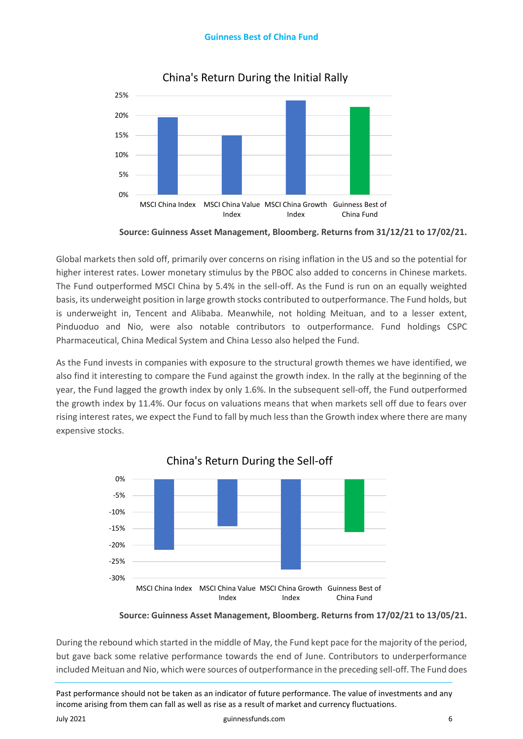China's Return During the Initial Rally

Source: Guinness Asset Management, Bloomberg. Returns from 31/12/21 to 17/02/21.

Global markets then sold off, primarily over concerns on rising inflation in the US and so the potential for higher interest rates. Lower monetary stimulus by the PBOC also added to concerns in Chinese markets. The Fund outperformed MSCI China by 5.4% in the sell-off. As the Fund is run on an equally weighted basis, its underweight position in large growth stocks contributed to outperformance. The Fund holds, but is underweight in, Tencent and Alibaba. Meanwhile, not holding Meituan, and to a lesser extent, Pinduoduo and Nio, were also notable contributors to outperformance. Fund holdings CSPC Pharmaceutical, China Medical System and China Lesso also helped the Fund.

As the Fund invests in companies with exposure to the structural growth themes we have identified, we also find it interesting to compare the Fund against the growth index. In the rally at the beginning of the year, the Fund lagged the growth index by only 1.6%. In the subsequent sell-off, the Fund outperformed the growth index by 11.4%. Our focus on valuations means that when markets sell off due to fears over rising interest rates, we expect the Fund to fall by much less than the Growth index where there are many expensive stocks.

China's Return During the Sell-off

Source: Guinness Asset Management, Bloomberg. Returns from 17/02/21 to 13/05/21.

During the rebound which started in the middle of May, the Fund kept pace for the majority of the period, but gave back some relative performance towards the end of June. Contributors to underperformance included Meituan and Nio, which were sources of outperformance in the preceding sell-off. The Fund does

Past performance should not be taken as an indicator of future performance. The value of investments and any income arising from them can fall as well as rise as a result of market and currency fluctuations.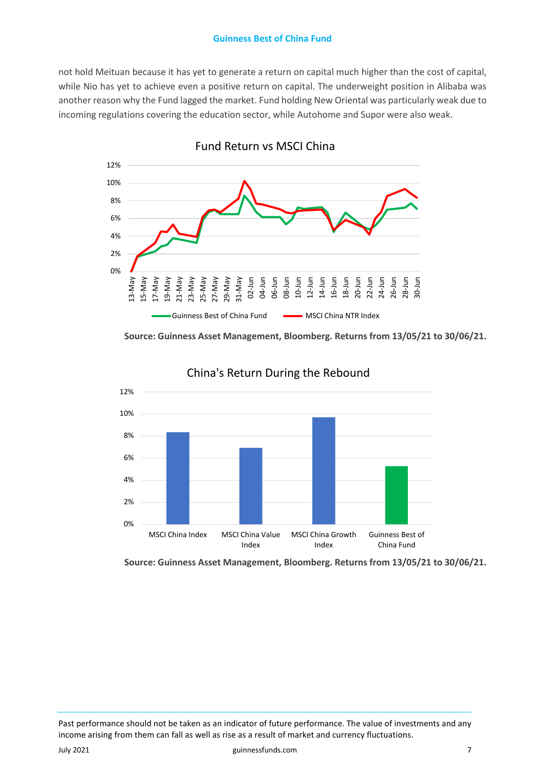not hold Meituan because it has yet to generate a return on capital much higher than the cost of capital, while Nio has yet to achieve even a positive return on capital. The underweight position in Alibaba was another reason why the Fund lagged the market. Fund holding New Oriental was particularly weak due to incoming regulations covering the education sector, while Autohome and Supor were also weak.

**Fund Return vs MSCI China**

**Source: Guinness Asset Management, Bloomberg. Returns from 13/05/21 to 30/06/21.**

**China's Return During the Rebound**

**Source: Guinness Asset Management, Bloomberg. Returns from 13/05/21 to 30/06/21.**

Past performance should not be taken as an indicator of future performance. The value of investments and any income arising from them can fall as well as rise as a result of market and currency fluctuations.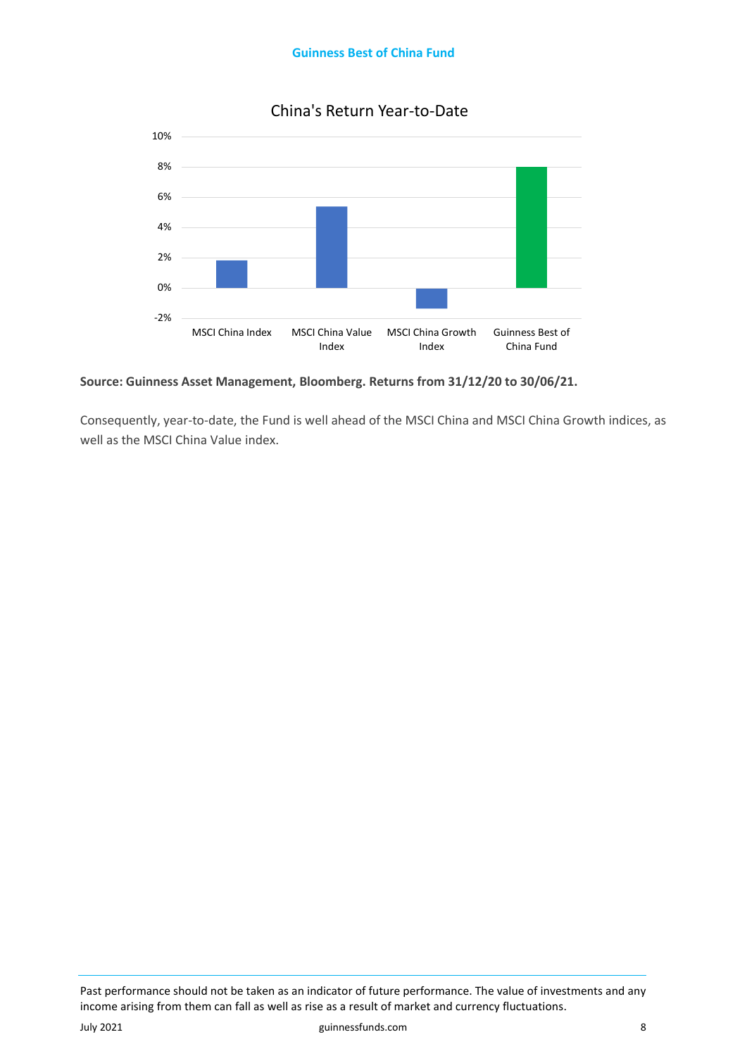China's Return Year-to-Date

**Source: Guinness Asset Management, Bloomberg. Returns from 31/12/20 to 30/06/21.**

Consequently, year-to-date, the Fund is well ahead of the MSCI China and MSCI China Growth indices, as well as the MSCI China Value index.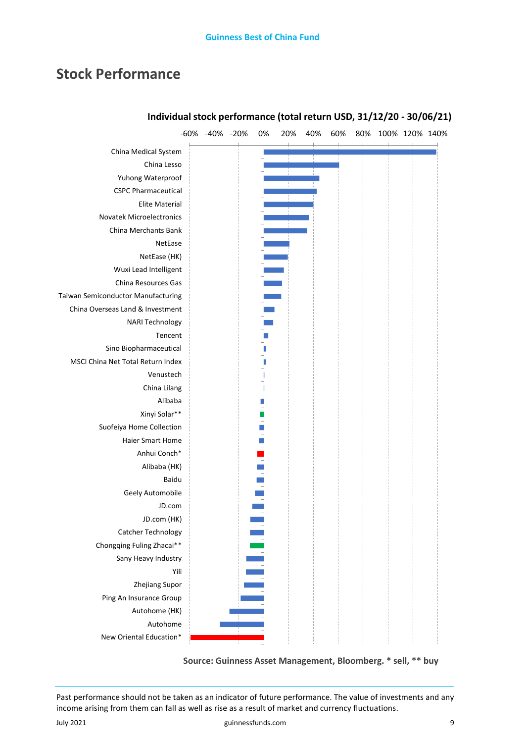## Stock Performance

**Individual stock performance (total return USD, 31/12/20 - 30/06/21)**

-60% -40% -20% 0% 20% 40% 60% 80% 100% 120% 140%

China Medical System
China Lesso
Yuhong Waterproof
CSPC Pharmaceutical
Elite Material
Novatek Microelectronics
China Merchants Bank
NetEase
NetEase (HK)
Wuxi Lead Intelligent
China Resources Gas
Taiwan Semiconductor Manufacturing
China Overseas Land & Investment
NARI Technology
Tencent
Sino Biopharmaceutical
MSCI China Net Total Return Index
Venustech
China Lilang
Alibaba
Xinyi Solar**
Suofeiya Home Collection
Haier Smart Home
Anhui Conch*
Alibaba (HK)
Baidu
Geely Automobile
JD.com
JD.com (HK)
Catcher Technology
Chongqing Fuling Zhacai**
Sany Heavy Industry
Yili
Zhejiang Supor
Ping An Insurance Group
Autohome (HK)
Autohome
New Oriental Education*

**Source: Guinness Asset Management, Bloomberg. * sell, ** buy**

Past performance should not be taken as an indicator of future performance. The value of investments and any income arising from them can fall as well as rise as a result of market and currency fluctuations.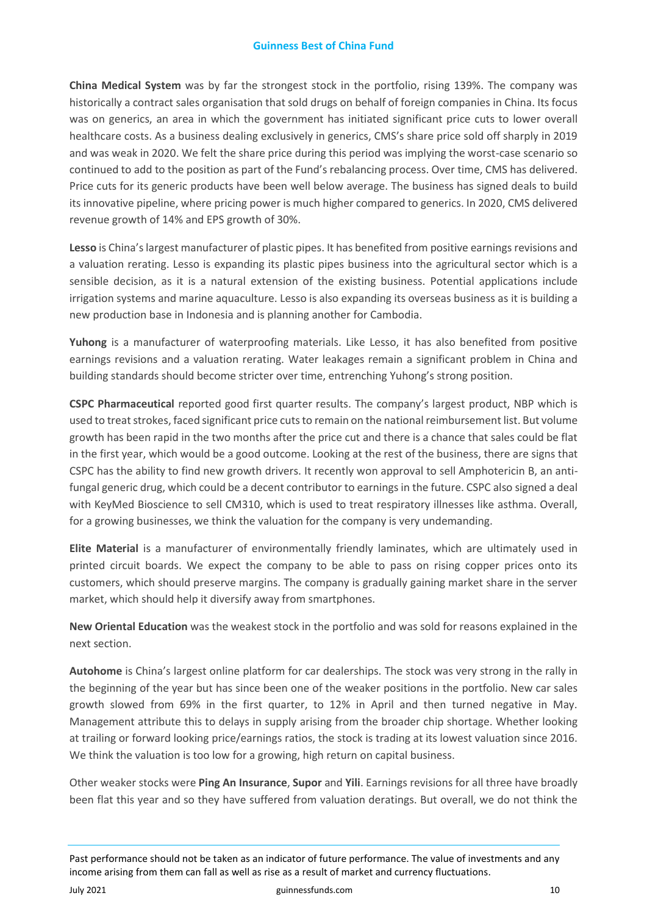**China Medical System** was by far the strongest stock in the portfolio, rising 139%. The company was historically a contract sales organisation that sold drugs on behalf of foreign companies in China. Its focus was on generics, an area in which the government has initiated significant price cuts to lower overall healthcare costs. As a business dealing exclusively in generics, CMS's share price sold off sharply in 2019 and was weak in 2020. We felt the share price during this period was implying the worst-case scenario so continued to add to the position as part of the Fund's rebalancing process. Over time, CMS has delivered. Price cuts for its generic products have been well below average. The business has signed deals to build its innovative pipeline, where pricing power is much higher compared to generics. In 2020, CMS delivered revenue growth of 14% and EPS growth of 30%.

**Lesso** is China's largest manufacturer of plastic pipes. It has benefited from positive earnings revisions and a valuation rerating. Lesso is expanding its plastic pipes business into the agricultural sector which is a sensible decision, as it is a natural extension of the existing business. Potential applications include irrigation systems and marine aquaculture. Lesso is also expanding its overseas business as it is building a new production base in Indonesia and is planning another for Cambodia.

**Yuhong** is a manufacturer of waterproofing materials. Like Lesso, it has also benefited from positive earnings revisions and a valuation rerating. Water leakages remain a significant problem in China and building standards should become stricter over time, entrenching Yuhong's strong position.

**CSPC Pharmaceutical** reported good first quarter results. The company's largest product, NBP which is used to treat strokes, faced significant price cuts to remain on the national reimbursement list. But volume growth has been rapid in the two months after the price cut and there is a chance that sales could be flat in the first year, which would be a good outcome. Looking at the rest of the business, there are signs that CSPC has the ability to find new growth drivers. It recently won approval to sell Amphotericin B, an anti-fungal generic drug, which could be a decent contributor to earnings in the future. CSPC also signed a deal with KeyMed Bioscience to sell CM310, which is used to treat respiratory illnesses like asthma. Overall, for a growing businesses, we think the valuation for the company is very undemanding.

**Elite Material** is a manufacturer of environmentally friendly laminates, which are ultimately used in printed circuit boards. We expect the company to be able to pass on rising copper prices onto its customers, which should preserve margins. The company is gradually gaining market share in the server market, which should help it diversify away from smartphones.

**New Oriental Education** was the weakest stock in the portfolio and was sold for reasons explained in the next section.

**Autohome** is China's largest online platform for car dealerships. The stock was very strong in the rally in the beginning of the year but has since been one of the weaker positions in the portfolio. New car sales growth slowed from 69% in the first quarter, to 12% in April and then turned negative in May. Management attribute this to delays in supply arising from the broader chip shortage. Whether looking at trailing or forward looking price/earnings ratios, the stock is trading at its lowest valuation since 2016. We think the valuation is too low for a growing, high return on capital business.

Other weaker stocks were **Ping An Insurance**, **Supor** and **Yili**. Earnings revisions for all three have broadly been flat this year and so they have suffered from valuation deratings. But overall, we do not think the

Past performance should not be taken as an indicator of future performance. The value of investments and any income arising from them can fall as well as rise as a result of market and currency fluctuations.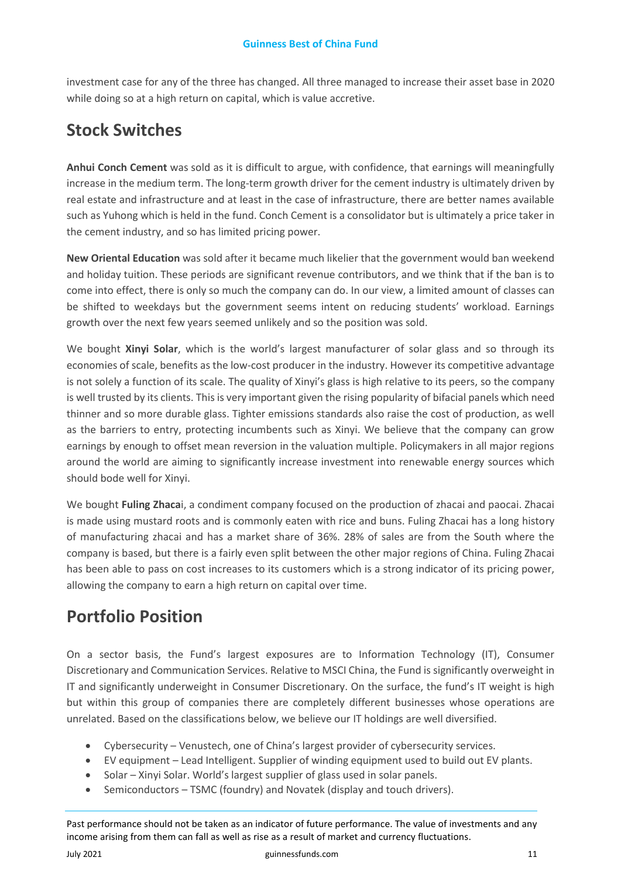investment case for any of the three has changed. All three managed to increase their asset base in 2020 while doing so at a high return on capital, which is value accretive.

## Stock Switches

**Anhui Conch Cement** was sold as it is difficult to argue, with confidence, that earnings will meaningfully increase in the medium term. The long-term growth driver for the cement industry is ultimately driven by real estate and infrastructure and at least in the case of infrastructure, there are better names available such as Yuhong which is held in the fund. Conch Cement is a consolidator but is ultimately a price taker in the cement industry, and so has limited pricing power.

**New Oriental Education** was sold after it became much likelier that the government would ban weekend and holiday tuition. These periods are significant revenue contributors, and we think that if the ban is to come into effect, there is only so much the company can do. In our view, a limited amount of classes can be shifted to weekdays but the government seems intent on reducing students' workload. Earnings growth over the next few years seemed unlikely and so the position was sold.

We bought **Xinyi Solar**, which is the world's largest manufacturer of solar glass and so through its economies of scale, benefits as the low-cost producer in the industry. However its competitive advantage is not solely a function of its scale. The quality of Xinyi's glass is high relative to its peers, so the company is well trusted by its clients. This is very important given the rising popularity of bifacial panels which need thinner and so more durable glass. Tighter emissions standards also raise the cost of production, as well as the barriers to entry, protecting incumbents such as Xinyi. We believe that the company can grow earnings by enough to offset mean reversion in the valuation multiple. Policymakers in all major regions around the world are aiming to significantly increase investment into renewable energy sources which should bode well for Xinyi.

We bought **Fuling Zhaca**i, a condiment company focused on the production of zhacai and paocai. Zhacai is made using mustard roots and is commonly eaten with rice and buns. Fuling Zhacai has a long history of manufacturing zhacai and has a market share of 36%. 28% of sales are from the South where the company is based, but there is a fairly even split between the other major regions of China. Fuling Zhacai has been able to pass on cost increases to its customers which is a strong indicator of its pricing power, allowing the company to earn a high return on capital over time.

## Portfolio Position

On a sector basis, the Fund's largest exposures are to Information Technology (IT), Consumer Discretionary and Communication Services. Relative to MSCI China, the Fund is significantly overweight in IT and significantly underweight in Consumer Discretionary. On the surface, the fund's IT weight is high but within this group of companies there are completely different businesses whose operations are unrelated. Based on the classifications below, we believe our IT holdings are well diversified.

- Cybersecurity – Venustech, one of China's largest provider of cybersecurity services.
- EV equipment – Lead Intelligent. Supplier of winding equipment used to build out EV plants.
- Solar – Xinyi Solar. World's largest supplier of glass used in solar panels.
- Semiconductors – TSMC (foundry) and Novatek (display and touch drivers).

Past performance should not be taken as an indicator of future performance. The value of investments and any income arising from them can fall as well as rise as a result of market and currency fluctuations.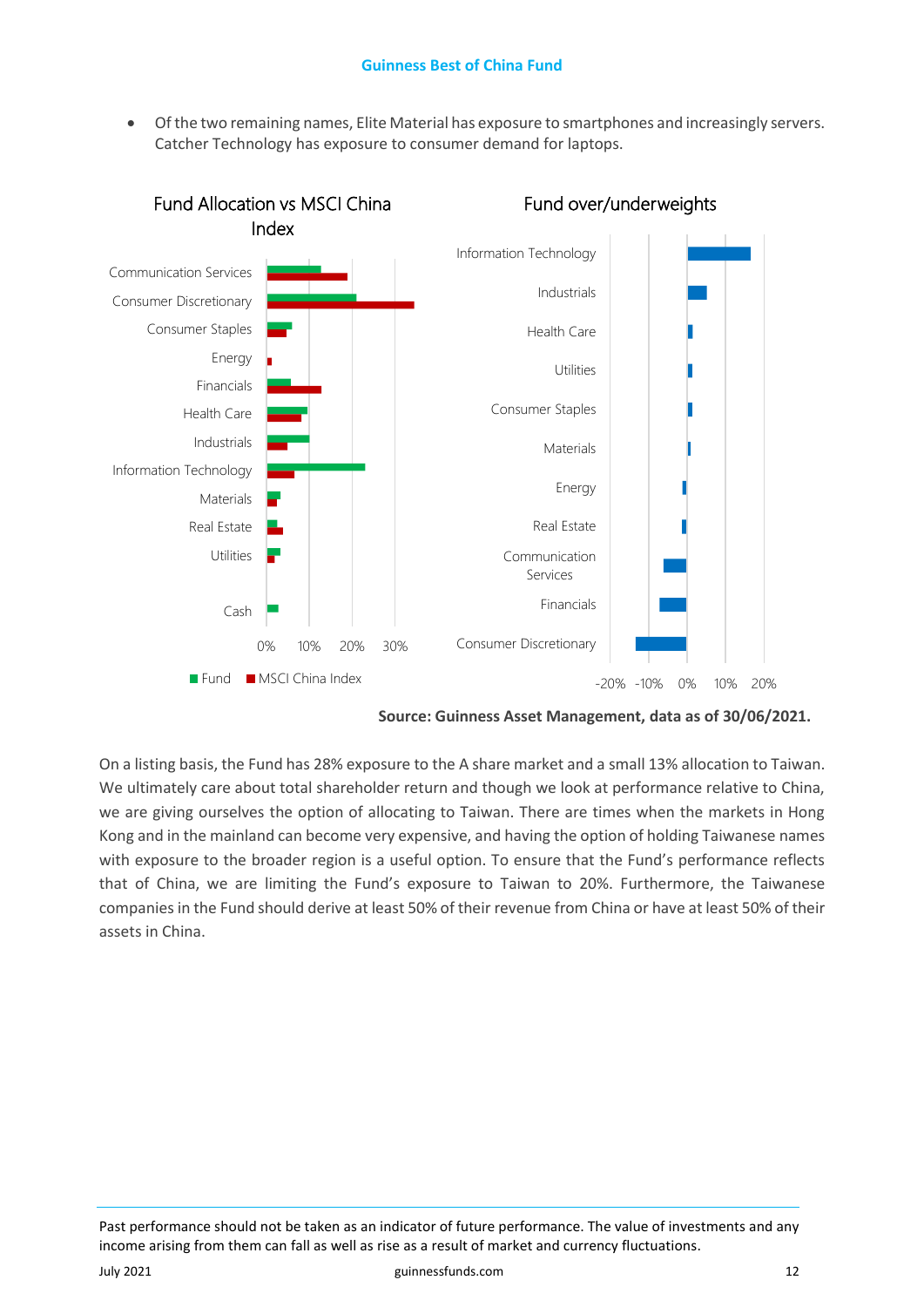- Of the two remaining names, Elite Material has exposure to smartphones and increasingly servers. Catcher Technology has exposure to consumer demand for laptops.

Fund Allocation vs MSCI China Index

Fund over/underweights

**Source: Guinness Asset Management, data as of 30/06/2021.**

On a listing basis, the Fund has 28% exposure to the A share market and a small 13% allocation to Taiwan. We ultimately care about total shareholder return and though we look at performance relative to China, we are giving ourselves the option of allocating to Taiwan. There are times when the markets in Hong Kong and in the mainland can become very expensive, and having the option of holding Taiwanese names with exposure to the broader region is a useful option. To ensure that the Fund's performance reflects that of China, we are limiting the Fund's exposure to Taiwan to 20%. Furthermore, the Taiwanese companies in the Fund should derive at least 50% of their revenue from China or have at least 50% of their assets in China.

Past performance should not be taken as an indicator of future performance. The value of investments and any income arising from them can fall as well as rise as a result of market and currency fluctuations.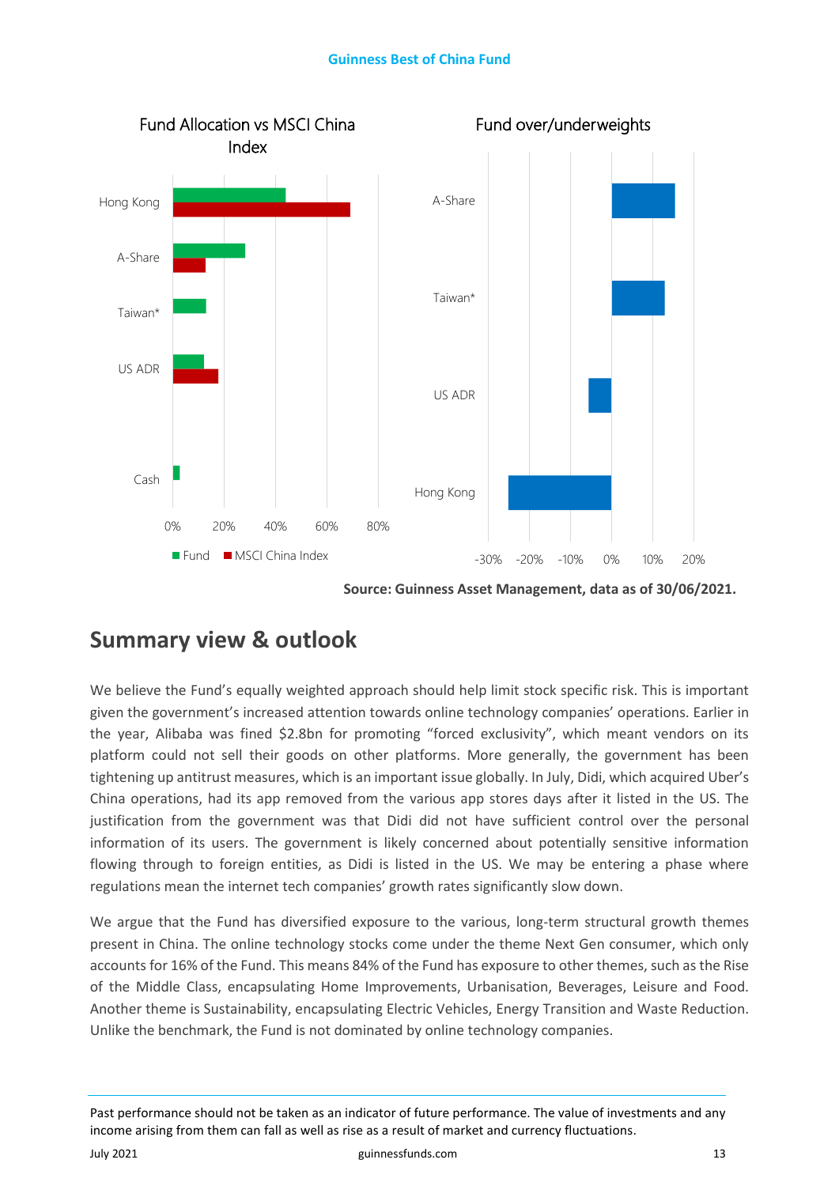Fund Allocation vs MSCI China Index

Fund over/underweights

Source: Guinness Asset Management, data as of 30/06/2021.

## Summary view & outlook

We believe the Fund's equally weighted approach should help limit stock specific risk. This is important given the government's increased attention towards online technology companies' operations. Earlier in the year, Alibaba was fined $2.8bn for promoting "forced exclusivity", which meant vendors on its platform could not sell their goods on other platforms. More generally, the government has been tightening up antitrust measures, which is an important issue globally. In July, Didi, which acquired Uber's China operations, had its app removed from the various app stores days after it listed in the US. The justification from the government was that Didi did not have sufficient control over the personal information of its users. The government is likely concerned about potentially sensitive information flowing through to foreign entities, as Didi is listed in the US. We may be entering a phase where regulations mean the internet tech companies' growth rates significantly slow down.

We argue that the Fund has diversified exposure to the various, long-term structural growth themes present in China. The online technology stocks come under the theme Next Gen consumer, which only accounts for 16% of the Fund. This means 84% of the Fund has exposure to other themes, such as the Rise of the Middle Class, encapsulating Home Improvements, Urbanisation, Beverages, Leisure and Food. Another theme is Sustainability, encapsulating Electric Vehicles, Energy Transition and Waste Reduction. Unlike the benchmark, the Fund is not dominated by online technology companies.

Past performance should not be taken as an indicator of future performance. The value of investments and any income arising from them can fall as well as rise as a result of market and currency fluctuations.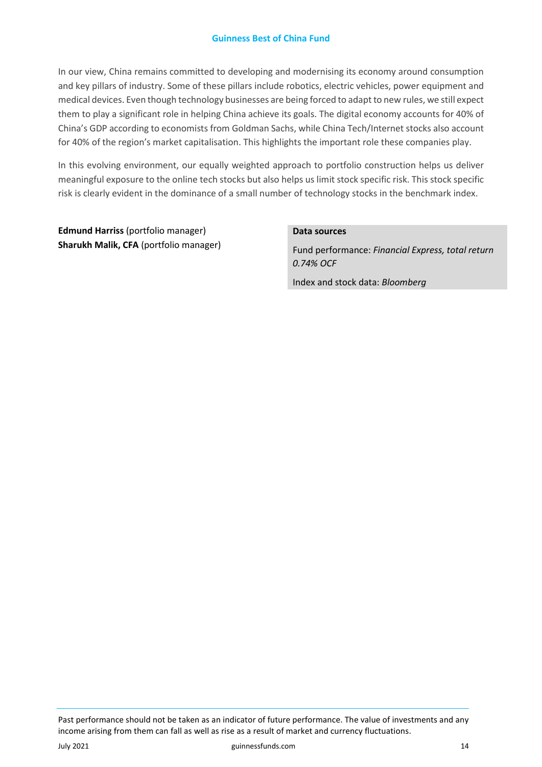In our view, China remains committed to developing and modernising its economy around consumption and key pillars of industry. Some of these pillars include robotics, electric vehicles, power equipment and medical devices. Even though technology businesses are being forced to adapt to new rules, we still expect them to play a significant role in helping China achieve its goals. The digital economy accounts for 40% of China's GDP according to economists from Goldman Sachs, while China Tech/Internet stocks also account for 40% of the region's market capitalisation. This highlights the important role these companies play.

In this evolving environment, our equally weighted approach to portfolio construction helps us deliver meaningful exposure to the online tech stocks but also helps us limit stock specific risk. This stock specific risk is clearly evident in the dominance of a small number of technology stocks in the benchmark index.

**Edmund Harriss** (portfolio manager)
**Sharukh Malik, CFA** (portfolio manager)

**Data sources**

Fund performance: *Financial Express, total return 0.74% OCF*

Index and stock data: *Bloomberg*

Past performance should not be taken as an indicator of future performance. The value of investments and any income arising from them can fall as well as rise as a result of market and currency fluctuations.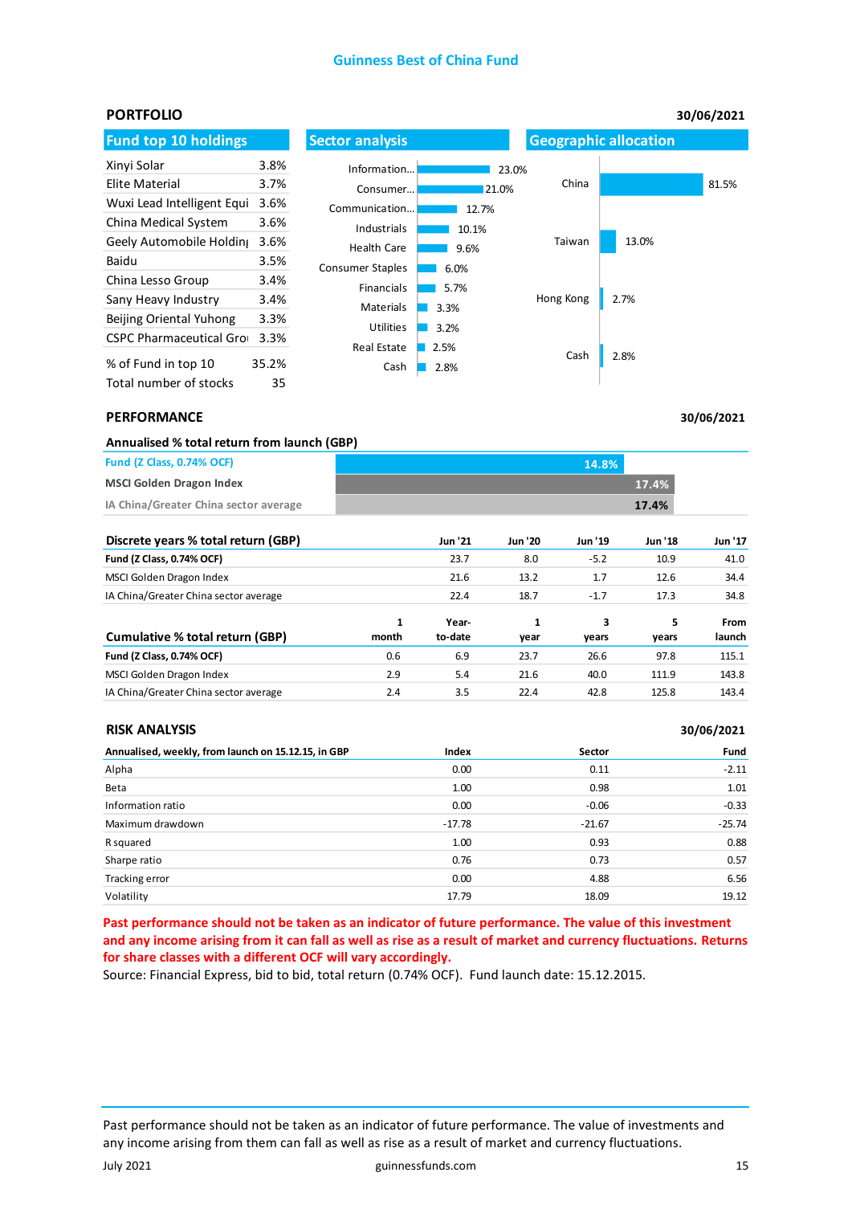Guinness Best of China Fund

## PORTFOLIO

30/06/2021

### Fund top 10 holdings

| Holding | % |
|---|---|
| Xinyi Solar | 3.8% |
| Elite Material | 3.7% |
| Wuxi Lead Intelligent Equi | 3.6% |
| China Medical System | 3.6% |
| Geely Automobile Holdin | 3.6% |
| Baidu | 3.5% |
| China Lesso Group | 3.4% |
| Sany Heavy Industry | 3.4% |
| Beijing Oriental Yuhong | 3.3% |
| CSPC Pharmaceutical Gro | 3.3% |
| % of Fund in top 10 | 35.2% |
| Total number of stocks | 35 |

### Sector analysis

| Sector | % |
|---|---|
| Information... | 23.0% |
| Consumer... | 21.0% |
| Communication... | 12.7% |
| Industrials | 10.1% |
| Health Care | 9.6% |
| Consumer Staples | 6.0% |
| Financials | 5.7% |
| Materials | 3.3% |
| Utilities | 3.2% |
| Real Estate | 2.5% |
| Cash | 2.8% |

### Geographic allocation

| Region | % |
|---|---|
| China | 81.5% |
| Taiwan | 13.0% |
| Hong Kong | 2.7% |
| Cash | 2.8% |

## PERFORMANCE

30/06/2021

**Annualised % total return from launch (GBP)**

| | |
|---|---|
| Fund (Z Class, 0.74% OCF) | 14.8% |
| MSCI Golden Dragon Index | 17.4% |
| IA China/Greater China sector average | 17.4% |

| Discrete years % total return (GBP) | Jun '21 | Jun '20 | Jun '19 | Jun '18 | Jun '17 |
|---|---|---|---|---|---|
| **Fund (Z Class, 0.74% OCF)** | 23.7 | 8.0 | -5.2 | 10.9 | 41.0 |
| MSCI Golden Dragon Index | 21.6 | 13.2 | 1.7 | 12.6 | 34.4 |
| IA China/Greater China sector average | 22.4 | 18.7 | -1.7 | 17.3 | 34.8 |

| Cumulative % total return (GBP) | 1 month | Year-to-date | 1 year | 3 years | 5 years | From launch |
|---|---|---|---|---|---|---|
| **Fund (Z Class, 0.74% OCF)** | 0.6 | 6.9 | 23.7 | 26.6 | 97.8 | 115.1 |
| MSCI Golden Dragon Index | 2.9 | 5.4 | 21.6 | 40.0 | 111.9 | 143.8 |
| IA China/Greater China sector average | 2.4 | 3.5 | 22.4 | 42.8 | 125.8 | 143.4 |

## RISK ANALYSIS

30/06/2021

| Annualised, weekly, from launch on 15.12.15, in GBP | Index | Sector | Fund |
|---|---|---|---|
| Alpha | 0.00 | 0.11 | -2.11 |
| Beta | 1.00 | 0.98 | 1.01 |
| Information ratio | 0.00 | -0.06 | -0.33 |
| Maximum drawdown | -17.78 | -21.67 | -25.74 |
| R squared | 1.00 | 0.93 | 0.88 |
| Sharpe ratio | 0.76 | 0.73 | 0.57 |
| Tracking error | 0.00 | 4.88 | 6.56 |
| Volatility | 17.79 | 18.09 | 19.12 |

**Past performance should not be taken as an indicator of future performance. The value of this investment and any income arising from it can fall as well as rise as a result of market and currency fluctuations. Returns for share classes with a different OCF will vary accordingly.**

Source: Financial Express, bid to bid, total return (0.74% OCF). Fund launch date: 15.12.2015.

Past performance should not be taken as an indicator of future performance. The value of investments and any income arising from them can fall as well as rise as a result of market and currency fluctuations.

July 2021 guinnessfunds.com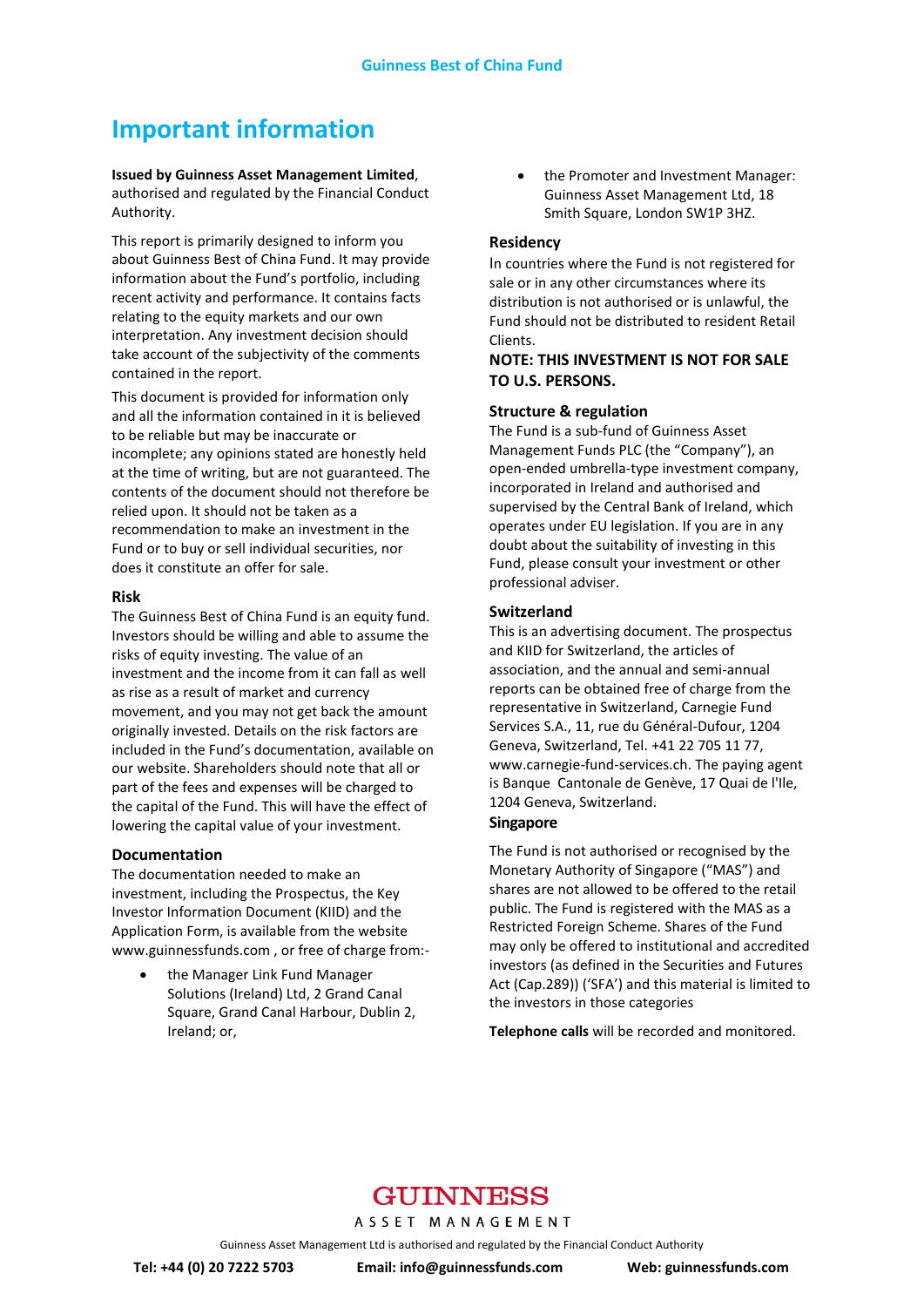# Important information

**Issued by Guinness Asset Management Limited**, authorised and regulated by the Financial Conduct Authority.

This report is primarily designed to inform you about Guinness Best of China Fund. It may provide information about the Fund's portfolio, including recent activity and performance. It contains facts relating to the equity markets and our own interpretation. Any investment decision should take account of the subjectivity of the comments contained in the report.

This document is provided for information only and all the information contained in it is believed to be reliable but may be inaccurate or incomplete; any opinions stated are honestly held at the time of writing, but are not guaranteed. The contents of the document should not therefore be relied upon. It should not be taken as a recommendation to make an investment in the Fund or to buy or sell individual securities, nor does it constitute an offer for sale.

### Risk

The Guinness Best of China Fund is an equity fund. Investors should be willing and able to assume the risks of equity investing. The value of an investment and the income from it can fall as well as rise as a result of market and currency movement, and you may not get back the amount originally invested. Details on the risk factors are included in the Fund's documentation, available on our website. Shareholders should note that all or part of the fees and expenses will be charged to the capital of the Fund. This will have the effect of lowering the capital value of your investment.

### Documentation

The documentation needed to make an investment, including the Prospectus, the Key Investor Information Document (KIID) and the Application Form, is available from the website www.guinnessfunds.com , or free of charge from:-

- the Manager Link Fund Manager Solutions (Ireland) Ltd, 2 Grand Canal Square, Grand Canal Harbour, Dublin 2, Ireland; or,
- the Promoter and Investment Manager: Guinness Asset Management Ltd, 18 Smith Square, London SW1P 3HZ.

### Residency

In countries where the Fund is not registered for sale or in any other circumstances where its distribution is not authorised or is unlawful, the Fund should not be distributed to resident Retail Clients.

**NOTE: THIS INVESTMENT IS NOT FOR SALE TO U.S. PERSONS.**

### Structure & regulation

The Fund is a sub-fund of Guinness Asset Management Funds PLC (the "Company"), an open-ended umbrella-type investment company, incorporated in Ireland and authorised and supervised by the Central Bank of Ireland, which operates under EU legislation. If you are in any doubt about the suitability of investing in this Fund, please consult your investment or other professional adviser.

### Switzerland

This is an advertising document. The prospectus and KIID for Switzerland, the articles of association, and the annual and semi-annual reports can be obtained free of charge from the representative in Switzerland, Carnegie Fund Services S.A., 11, rue du Général-Dufour, 1204 Geneva, Switzerland, Tel. +41 22 705 11 77, www.carnegie-fund-services.ch. The paying agent is Banque Cantonale de Genève, 17 Quai de l'Ile, 1204 Geneva, Switzerland.

### Singapore

The Fund is not authorised or recognised by the Monetary Authority of Singapore ("MAS") and shares are not allowed to be offered to the retail public. The Fund is registered with the MAS as a Restricted Foreign Scheme. Shares of the Fund may only be offered to institutional and accredited investors (as defined in the Securities and Futures Act (Cap.289)) ('SFA') and this material is limited to the investors in those categories

**Telephone calls** will be recorded and monitored.

GUINNESS ASSET MANAGEMENT

Guinness Asset Management Ltd is authorised and regulated by the Financial Conduct Authority

**Tel: +44 (0) 20 7222 5703** **Email: info@guinnessfunds.com** **Web: guinnessfunds.com**